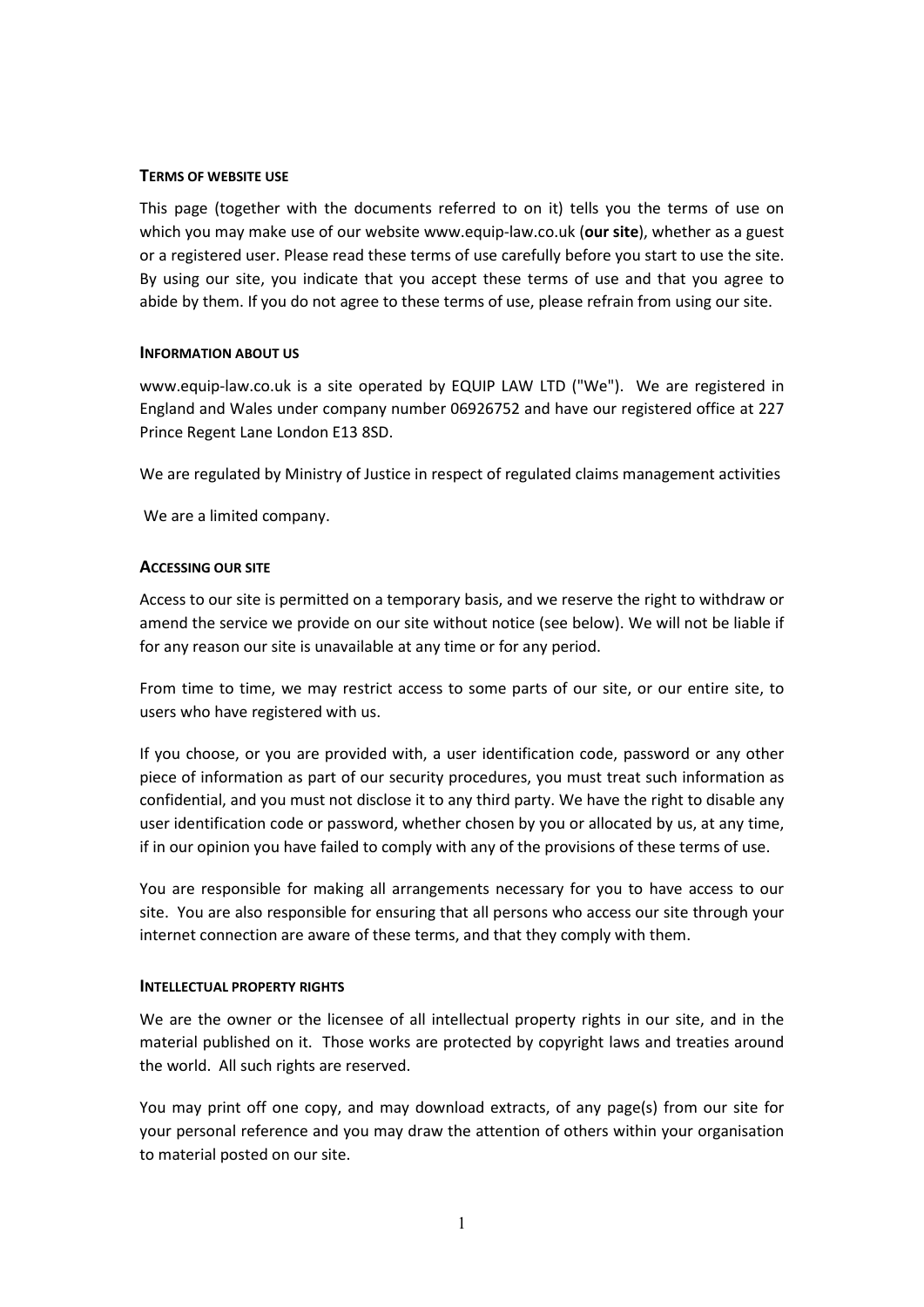## TERMS OF WEBSITE USE

This page (together with the documents referred to on it) tells you the terms of use on which you may make use of our website www.equip-law.co.uk (**our site**), whether as a guest or a registered user. Please read these terms of use carefully before you start to use the site. By using our site, you indicate that you accept these terms of use and that you agree to abide by them. If you do not agree to these terms of use, please refrain from using our site.

## INFORMATION ABOUT US

www.equip-law.co.uk is a site operated by EQUIP LAW LTD ("We"). We are registered in England and Wales under company number 06926752 and have our registered office at 227 Prince Regent Lane London E13 8SD.

We are regulated by Ministry of Justice in respect of regulated claims management activities

We are a limited company.

## ACCESSING OUR SITE

Access to our site is permitted on a temporary basis, and we reserve the right to withdraw or amend the service we provide on our site without notice (see below). We will not be liable if for any reason our site is unavailable at any time or for any period.

From time to time, we may restrict access to some parts of our site, or our entire site, to users who have registered with us.

If you choose, or you are provided with, a user identification code, password or any other piece of information as part of our security procedures, you must treat such information as confidential, and you must not disclose it to any third party. We have the right to disable any user identification code or password, whether chosen by you or allocated by us, at any time, if in our opinion you have failed to comply with any of the provisions of these terms of use.

You are responsible for making all arrangements necessary for you to have access to our site. You are also responsible for ensuring that all persons who access our site through your internet connection are aware of these terms, and that they comply with them.

## INTELLECTUAL PROPERTY RIGHTS

We are the owner or the licensee of all intellectual property rights in our site, and in the material published on it. Those works are protected by copyright laws and treaties around the world. All such rights are reserved.

You may print off one copy, and may download extracts, of any page(s) from our site for your personal reference and you may draw the attention of others within your organisation to material posted on our site.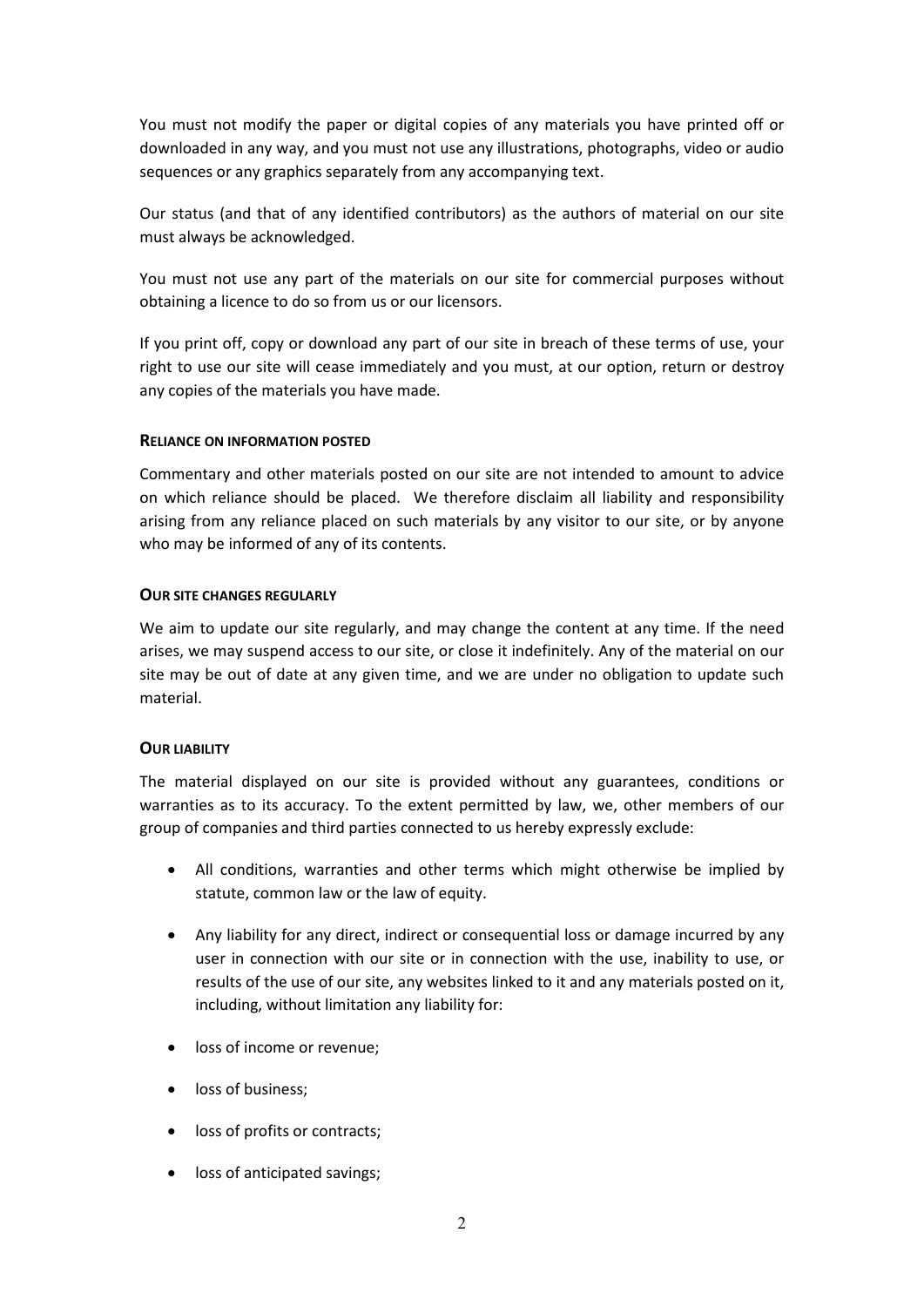You must not modify the paper or digital copies of any materials you have printed off or downloaded in any way, and you must not use any illustrations, photographs, video or audio sequences or any graphics separately from any accompanying text.

Our status (and that of any identified contributors) as the authors of material on our site must always be acknowledged.

You must not use any part of the materials on our site for commercial purposes without obtaining a licence to do so from us or our licensors.

If you print off, copy or download any part of our site in breach of these terms of use, your right to use our site will cease immediately and you must, at our option, return or destroy any copies of the materials you have made.

### RELIANCE ON INFORMATION POSTED

Commentary and other materials posted on our site are not intended to amount to advice on which reliance should be placed. We therefore disclaim all liability and responsibility arising from any reliance placed on such materials by any visitor to our site, or by anyone who may be informed of any of its contents.

### OUR SITE CHANGES REGULARLY

We aim to update our site regularly, and may change the content at any time. If the need arises, we may suspend access to our site, or close it indefinitely. Any of the material on our site may be out of date at any given time, and we are under no obligation to update such material.

### OUR LIABILITY

The material displayed on our site is provided without any guarantees, conditions or warranties as to its accuracy. To the extent permitted by law, we, other members of our group of companies and third parties connected to us hereby expressly exclude:

- All conditions, warranties and other terms which might otherwise be implied by statute, common law or the law of equity.
- Any liability for any direct, indirect or consequential loss or damage incurred by any user in connection with our site or in connection with the use, inability to use, or results of the use of our site, any websites linked to it and any materials posted on it, including, without limitation any liability for:
- loss of income or revenue;
- loss of business;
- loss of profits or contracts;
- loss of anticipated savings;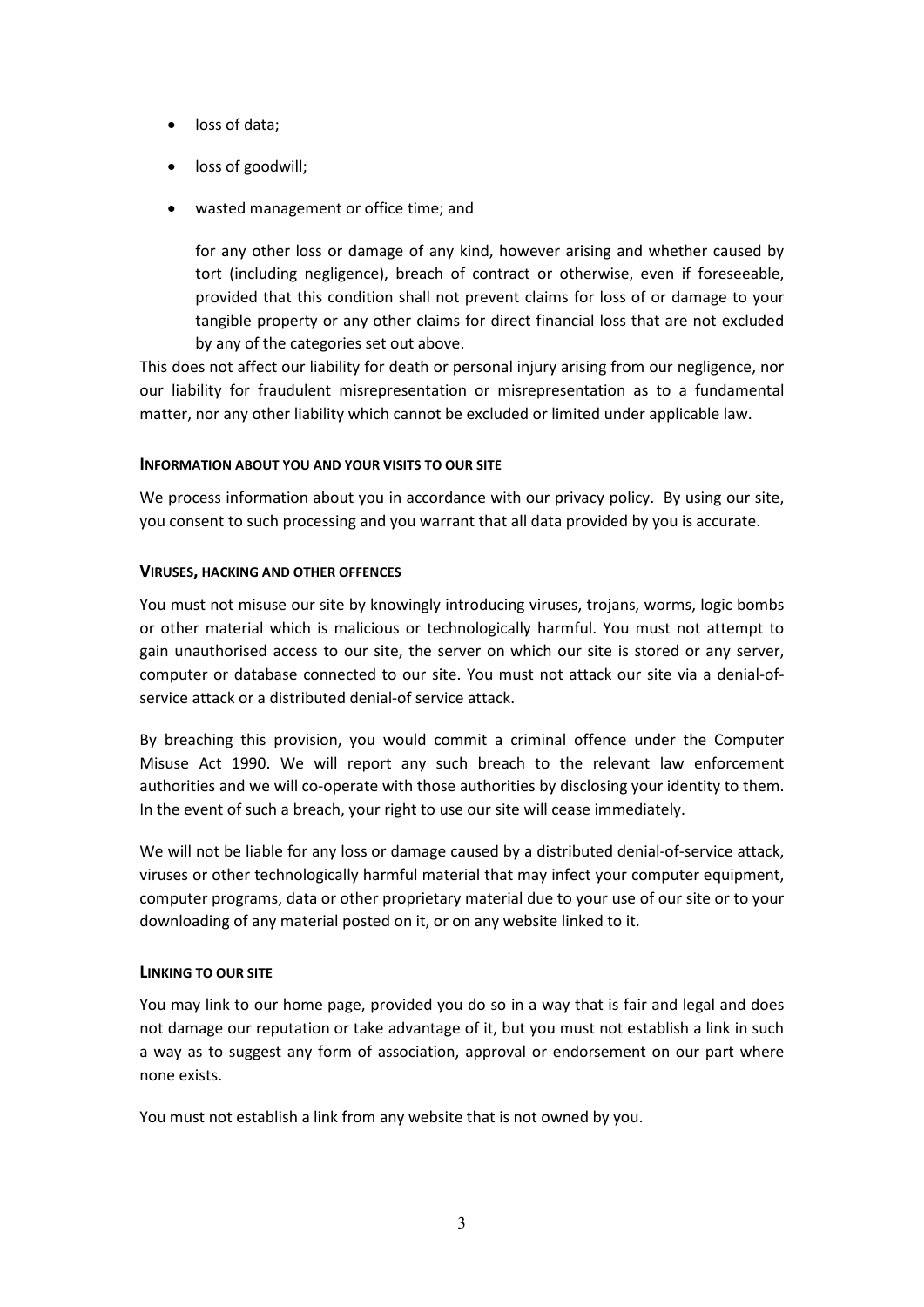- loss of data;
- loss of goodwill;
- wasted management or office time; and

  for any other loss or damage of any kind, however arising and whether caused by tort (including negligence), breach of contract or otherwise, even if foreseeable, provided that this condition shall not prevent claims for loss of or damage to your tangible property or any other claims for direct financial loss that are not excluded by any of the categories set out above.

This does not affect our liability for death or personal injury arising from our negligence, nor our liability for fraudulent misrepresentation or misrepresentation as to a fundamental matter, nor any other liability which cannot be excluded or limited under applicable law.

### INFORMATION ABOUT YOU AND YOUR VISITS TO OUR SITE

We process information about you in accordance with our privacy policy. By using our site, you consent to such processing and you warrant that all data provided by you is accurate.

### VIRUSES, HACKING AND OTHER OFFENCES

You must not misuse our site by knowingly introducing viruses, trojans, worms, logic bombs or other material which is malicious or technologically harmful. You must not attempt to gain unauthorised access to our site, the server on which our site is stored or any server, computer or database connected to our site. You must not attack our site via a denial-of-service attack or a distributed denial-of service attack.

By breaching this provision, you would commit a criminal offence under the Computer Misuse Act 1990. We will report any such breach to the relevant law enforcement authorities and we will co-operate with those authorities by disclosing your identity to them. In the event of such a breach, your right to use our site will cease immediately.

We will not be liable for any loss or damage caused by a distributed denial-of-service attack, viruses or other technologically harmful material that may infect your computer equipment, computer programs, data or other proprietary material due to your use of our site or to your downloading of any material posted on it, or on any website linked to it.

### LINKING TO OUR SITE

You may link to our home page, provided you do so in a way that is fair and legal and does not damage our reputation or take advantage of it, but you must not establish a link in such a way as to suggest any form of association, approval or endorsement on our part where none exists.

You must not establish a link from any website that is not owned by you.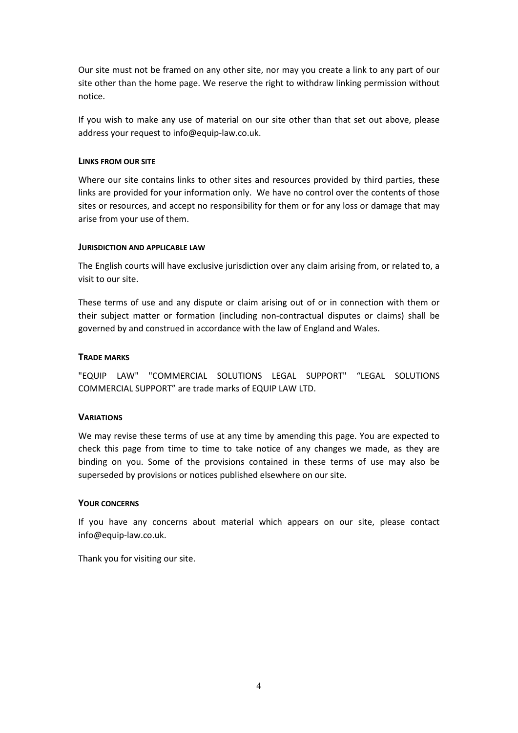Our site must not be framed on any other site, nor may you create a link to any part of our site other than the home page. We reserve the right to withdraw linking permission without notice.

If you wish to make any use of material on our site other than that set out above, please address your request to info@equip-law.co.uk.

### LINKS FROM OUR SITE

Where our site contains links to other sites and resources provided by third parties, these links are provided for your information only. We have no control over the contents of those sites or resources, and accept no responsibility for them or for any loss or damage that may arise from your use of them.

### JURISDICTION AND APPLICABLE LAW

The English courts will have exclusive jurisdiction over any claim arising from, or related to, a visit to our site.

These terms of use and any dispute or claim arising out of or in connection with them or their subject matter or formation (including non-contractual disputes or claims) shall be governed by and construed in accordance with the law of England and Wales.

### TRADE MARKS

"EQUIP LAW" "COMMERCIAL SOLUTIONS LEGAL SUPPORT" "LEGAL SOLUTIONS COMMERCIAL SUPPORT" are trade marks of EQUIP LAW LTD.

### VARIATIONS

We may revise these terms of use at any time by amending this page. You are expected to check this page from time to time to take notice of any changes we made, as they are binding on you. Some of the provisions contained in these terms of use may also be superseded by provisions or notices published elsewhere on our site.

### YOUR CONCERNS

If you have any concerns about material which appears on our site, please contact info@equip-law.co.uk.

Thank you for visiting our site.